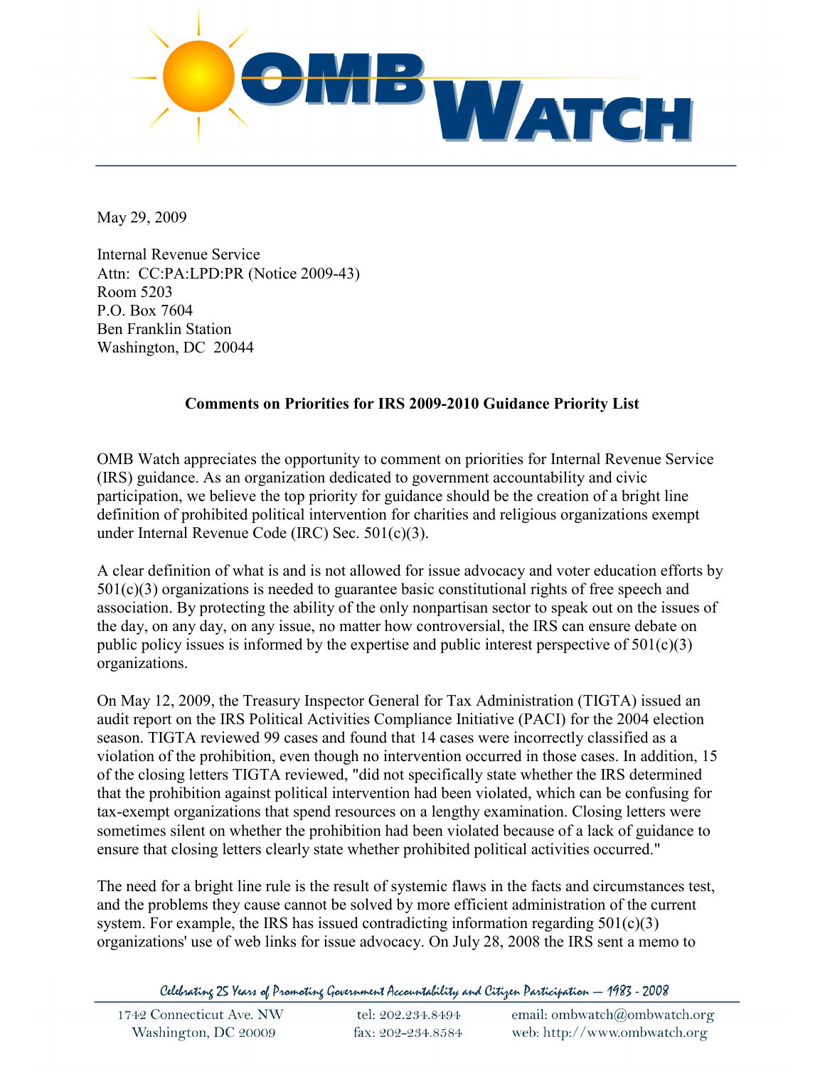# OMB WATCH

May 29, 2009

Internal Revenue Service
Attn: CC:PA:LPD:PR (Notice 2009-43)
Room 5203
P.O. Box 7604
Ben Franklin Station
Washington, DC 20044

**Comments on Priorities for IRS 2009-2010 Guidance Priority List**

OMB Watch appreciates the opportunity to comment on priorities for Internal Revenue Service (IRS) guidance. As an organization dedicated to government accountability and civic participation, we believe the top priority for guidance should be the creation of a bright line definition of prohibited political intervention for charities and religious organizations exempt under Internal Revenue Code (IRC) Sec. 501(c)(3).

A clear definition of what is and is not allowed for issue advocacy and voter education efforts by 501(c)(3) organizations is needed to guarantee basic constitutional rights of free speech and association. By protecting the ability of the only nonpartisan sector to speak out on the issues of the day, on any day, on any issue, no matter how controversial, the IRS can ensure debate on public policy issues is informed by the expertise and public interest perspective of 501(c)(3) organizations.

On May 12, 2009, the Treasury Inspector General for Tax Administration (TIGTA) issued an audit report on the IRS Political Activities Compliance Initiative (PACI) for the 2004 election season. TIGTA reviewed 99 cases and found that 14 cases were incorrectly classified as a violation of the prohibition, even though no intervention occurred in those cases. In addition, 15 of the closing letters TIGTA reviewed, "did not specifically state whether the IRS determined that the prohibition against political intervention had been violated, which can be confusing for tax-exempt organizations that spend resources on a lengthy examination. Closing letters were sometimes silent on whether the prohibition had been violated because of a lack of guidance to ensure that closing letters clearly state whether prohibited political activities occurred."

The need for a bright line rule is the result of systemic flaws in the facts and circumstances test, and the problems they cause cannot be solved by more efficient administration of the current system. For example, the IRS has issued contradicting information regarding 501(c)(3) organizations' use of web links for issue advocacy. On July 28, 2008 the IRS sent a memo to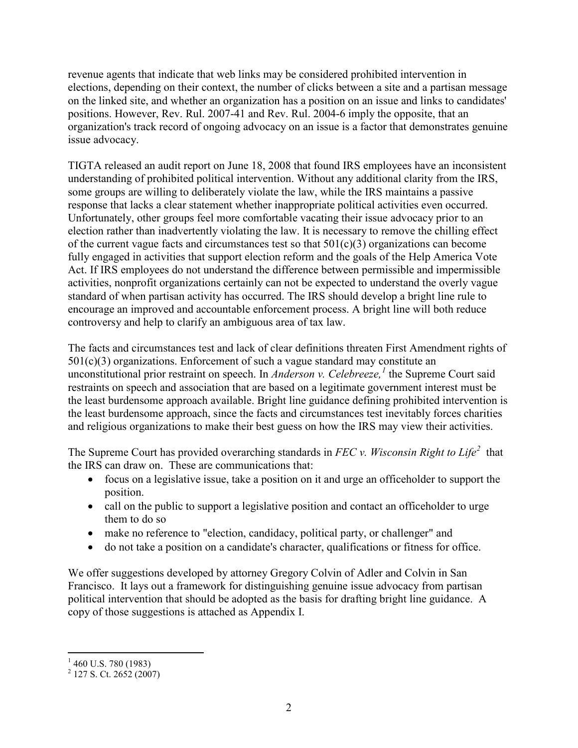revenue agents that indicate that web links may be considered prohibited intervention in elections, depending on their context, the number of clicks between a site and a partisan message on the linked site, and whether an organization has a position on an issue and links to candidates' positions. However, Rev. Rul. 2007-41 and Rev. Rul. 2004-6 imply the opposite, that an organization's track record of ongoing advocacy on an issue is a factor that demonstrates genuine issue advocacy.

TIGTA released an audit report on June 18, 2008 that found IRS employees have an inconsistent understanding of prohibited political intervention. Without any additional clarity from the IRS, some groups are willing to deliberately violate the law, while the IRS maintains a passive response that lacks a clear statement whether inappropriate political activities even occurred. Unfortunately, other groups feel more comfortable vacating their issue advocacy prior to an election rather than inadvertently violating the law. It is necessary to remove the chilling effect of the current vague facts and circumstances test so that 501(c)(3) organizations can become fully engaged in activities that support election reform and the goals of the Help America Vote Act. If IRS employees do not understand the difference between permissible and impermissible activities, nonprofit organizations certainly can not be expected to understand the overly vague standard of when partisan activity has occurred. The IRS should develop a bright line rule to encourage an improved and accountable enforcement process. A bright line will both reduce controversy and help to clarify an ambiguous area of tax law.

The facts and circumstances test and lack of clear definitions threaten First Amendment rights of 501(c)(3) organizations. Enforcement of such a vague standard may constitute an unconstitutional prior restraint on speech. In *Anderson v. Celebreeze,*[1] the Supreme Court said restraints on speech and association that are based on a legitimate government interest must be the least burdensome approach available. Bright line guidance defining prohibited intervention is the least burdensome approach, since the facts and circumstances test inevitably forces charities and religious organizations to make their best guess on how the IRS may view their activities.

The Supreme Court has provided overarching standards in *FEC v. Wisconsin Right to Life*[2] that the IRS can draw on. These are communications that:

- focus on a legislative issue, take a position on it and urge an officeholder to support the position.
- call on the public to support a legislative position and contact an officeholder to urge them to do so
- make no reference to "election, candidacy, political party, or challenger" and
- do not take a position on a candidate's character, qualifications or fitness for office.

We offer suggestions developed by attorney Gregory Colvin of Adler and Colvin in San Francisco. It lays out a framework for distinguishing genuine issue advocacy from partisan political intervention that should be adopted as the basis for drafting bright line guidance. A copy of those suggestions is attached as Appendix I.

---

[1] 460 U.S. 780 (1983)

[2] 127 S. Ct. 2652 (2007)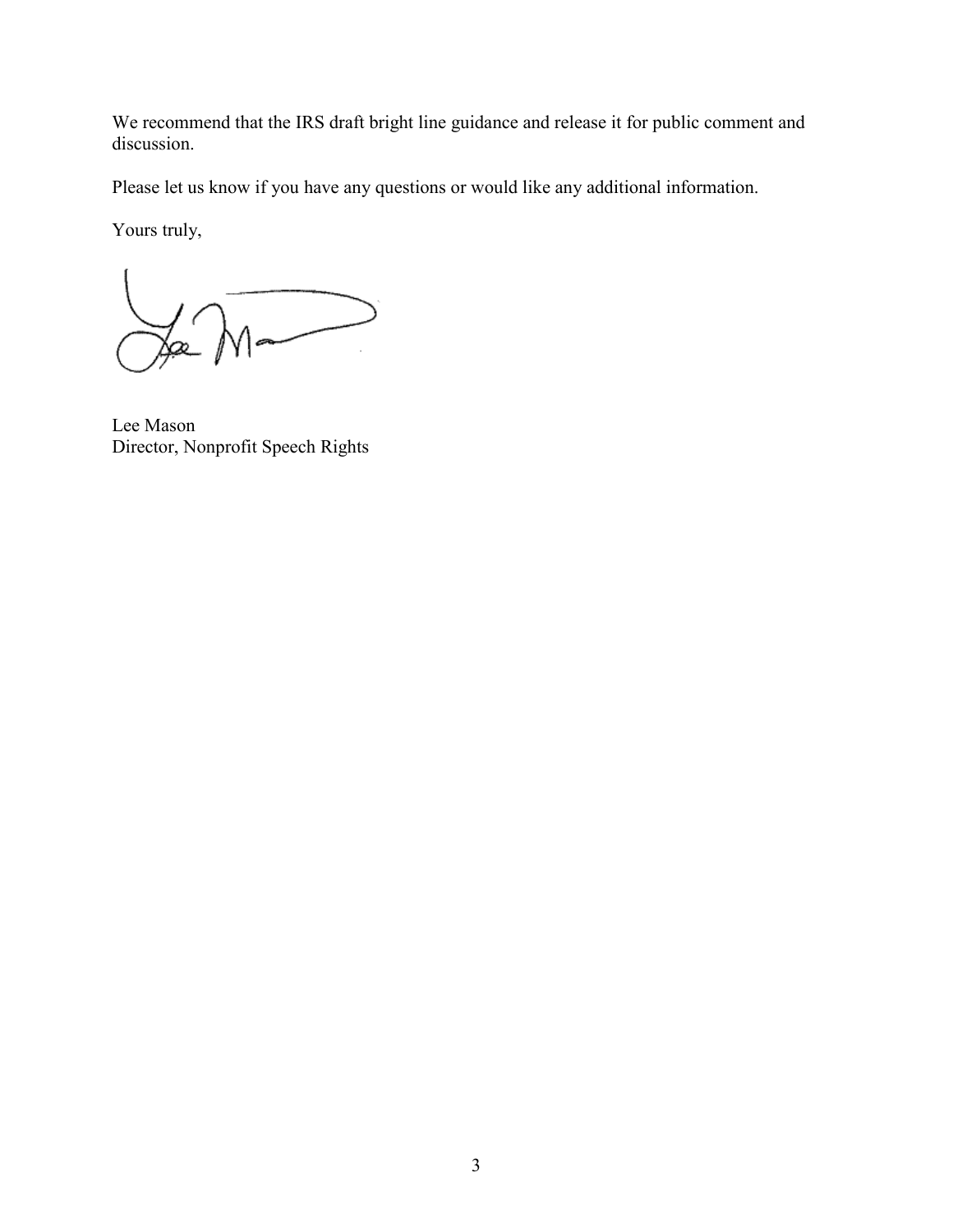We recommend that the IRS draft bright line guidance and release it for public comment and discussion.

Please let us know if you have any questions or would like any additional information.

Yours truly,

Lee Mason
Director, Nonprofit Speech Rights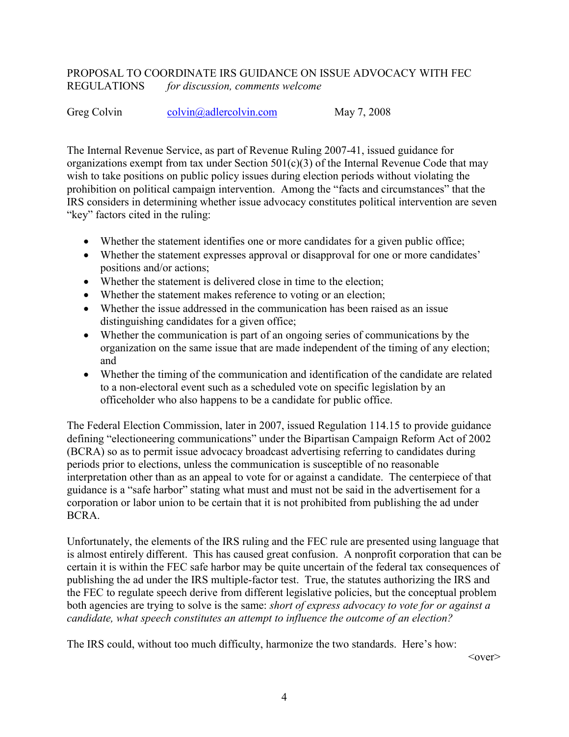PROPOSAL TO COORDINATE IRS GUIDANCE ON ISSUE ADVOCACY WITH FEC REGULATIONS *for discussion, comments welcome*

Greg Colvin colvin@adlercolvin.com May 7, 2008

The Internal Revenue Service, as part of Revenue Ruling 2007-41, issued guidance for organizations exempt from tax under Section 501(c)(3) of the Internal Revenue Code that may wish to take positions on public policy issues during election periods without violating the prohibition on political campaign intervention. Among the "facts and circumstances" that the IRS considers in determining whether issue advocacy constitutes political intervention are seven "key" factors cited in the ruling:

- Whether the statement identifies one or more candidates for a given public office;
- Whether the statement expresses approval or disapproval for one or more candidates' positions and/or actions;
- Whether the statement is delivered close in time to the election;
- Whether the statement makes reference to voting or an election;
- Whether the issue addressed in the communication has been raised as an issue distinguishing candidates for a given office;
- Whether the communication is part of an ongoing series of communications by the organization on the same issue that are made independent of the timing of any election; and
- Whether the timing of the communication and identification of the candidate are related to a non-electoral event such as a scheduled vote on specific legislation by an officeholder who also happens to be a candidate for public office.

The Federal Election Commission, later in 2007, issued Regulation 114.15 to provide guidance defining "electioneering communications" under the Bipartisan Campaign Reform Act of 2002 (BCRA) so as to permit issue advocacy broadcast advertising referring to candidates during periods prior to elections, unless the communication is susceptible of no reasonable interpretation other than as an appeal to vote for or against a candidate. The centerpiece of that guidance is a "safe harbor" stating what must and must not be said in the advertisement for a corporation or labor union to be certain that it is not prohibited from publishing the ad under BCRA.

Unfortunately, the elements of the IRS ruling and the FEC rule are presented using language that is almost entirely different. This has caused great confusion. A nonprofit corporation that can be certain it is within the FEC safe harbor may be quite uncertain of the federal tax consequences of publishing the ad under the IRS multiple-factor test. True, the statutes authorizing the IRS and the FEC to regulate speech derive from different legislative policies, but the conceptual problem both agencies are trying to solve is the same: *short of express advocacy to vote for or against a candidate, what speech constitutes an attempt to influence the outcome of an election?*

The IRS could, without too much difficulty, harmonize the two standards. Here's how:

<over>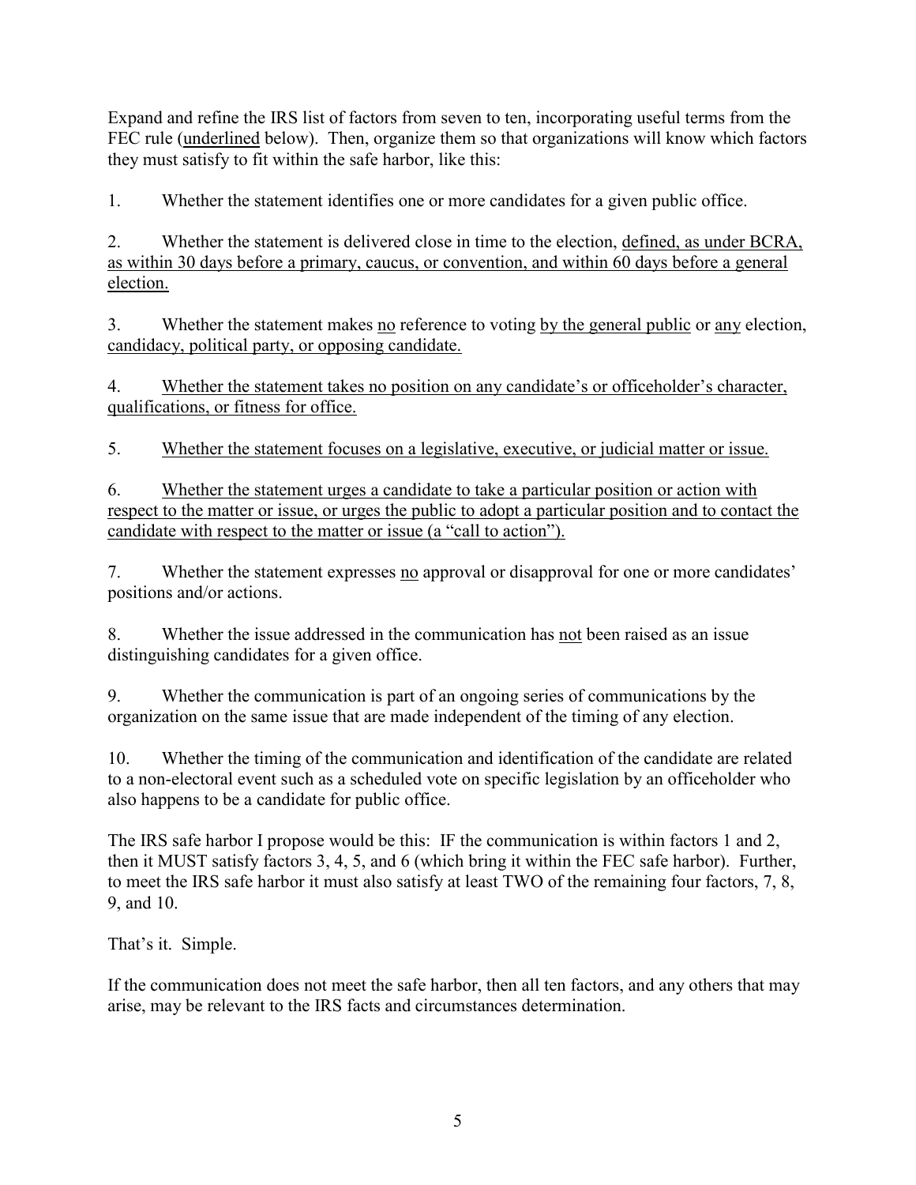Expand and refine the IRS list of factors from seven to ten, incorporating useful terms from the FEC rule (<u>underlined</u> below). Then, organize them so that organizations will know which factors they must satisfy to fit within the safe harbor, like this:

1. Whether the statement identifies one or more candidates for a given public office.

2. Whether the statement is delivered close in time to the election, <u>defined, as under BCRA, as within 30 days before a primary, caucus, or convention, and within 60 days before a general election.</u>

3. Whether the statement makes <u>no</u> reference to voting <u>by the general public</u> or <u>any</u> election, <u>candidacy, political party, or opposing candidate.</u>

4. <u>Whether the statement takes no position on any candidate's or officeholder's character, qualifications, or fitness for office.</u>

5. <u>Whether the statement focuses on a legislative, executive, or judicial matter or issue.</u>

6. <u>Whether the statement urges a candidate to take a particular position or action with respect to the matter or issue, or urges the public to adopt a particular position and to contact the candidate with respect to the matter or issue (a "call to action").</u>

7. Whether the statement expresses <u>no</u> approval or disapproval for one or more candidates' positions and/or actions.

8. Whether the issue addressed in the communication has <u>not</u> been raised as an issue distinguishing candidates for a given office.

9. Whether the communication is part of an ongoing series of communications by the organization on the same issue that are made independent of the timing of any election.

10. Whether the timing of the communication and identification of the candidate are related to a non-electoral event such as a scheduled vote on specific legislation by an officeholder who also happens to be a candidate for public office.

The IRS safe harbor I propose would be this: IF the communication is within factors 1 and 2, then it MUST satisfy factors 3, 4, 5, and 6 (which bring it within the FEC safe harbor). Further, to meet the IRS safe harbor it must also satisfy at least TWO of the remaining four factors, 7, 8, 9, and 10.

That's it. Simple.

If the communication does not meet the safe harbor, then all ten factors, and any others that may arise, may be relevant to the IRS facts and circumstances determination.